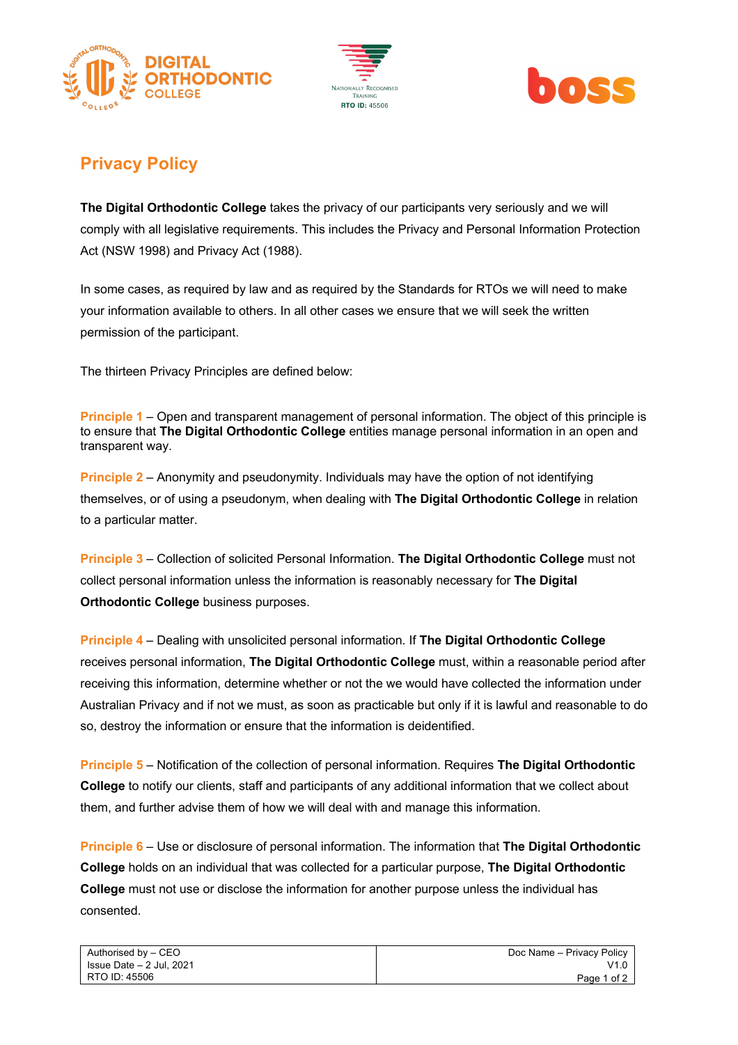# Privacy Policy

**The Digital Orthodontic College** takes the privacy of our participants very seriously and we will comply with all legislative requirements. This includes the Privacy and Personal Information Protection Act (NSW 1998) and Privacy Act (1988).

In some cases, as required by law and as required by the Standards for RTOs we will need to make your information available to others. In all other cases we ensure that we will seek the written permission of the participant.

The thirteen Privacy Principles are defined below:

**Principle 1** – Open and transparent management of personal information. The object of this principle is to ensure that **The Digital Orthodontic College** entities manage personal information in an open and transparent way.

**Principle 2** – Anonymity and pseudonymity. Individuals may have the option of not identifying themselves, or of using a pseudonym, when dealing with **The Digital Orthodontic College** in relation to a particular matter.

**Principle 3** – Collection of solicited Personal Information. **The Digital Orthodontic College** must not collect personal information unless the information is reasonably necessary for **The Digital Orthodontic College** business purposes.

**Principle 4** – Dealing with unsolicited personal information. If **The Digital Orthodontic College** receives personal information, **The Digital Orthodontic College** must, within a reasonable period after receiving this information, determine whether or not the we would have collected the information under Australian Privacy and if not we must, as soon as practicable but only if it is lawful and reasonable to do so, destroy the information or ensure that the information is deidentified.

**Principle 5** – Notification of the collection of personal information. Requires **The Digital Orthodontic College** to notify our clients, staff and participants of any additional information that we collect about them, and further advise them of how we will deal with and manage this information.

**Principle 6** – Use or disclosure of personal information. The information that **The Digital Orthodontic College** holds on an individual that was collected for a particular purpose, **The Digital Orthodontic College** must not use or disclose the information for another purpose unless the individual has consented.

| Authorised by – CEO<br>Issue Date – 2 Jul, 2021<br>RTO ID: 45506 | Doc Name – Privacy Policy<br>V1.0 |
| --- | --- |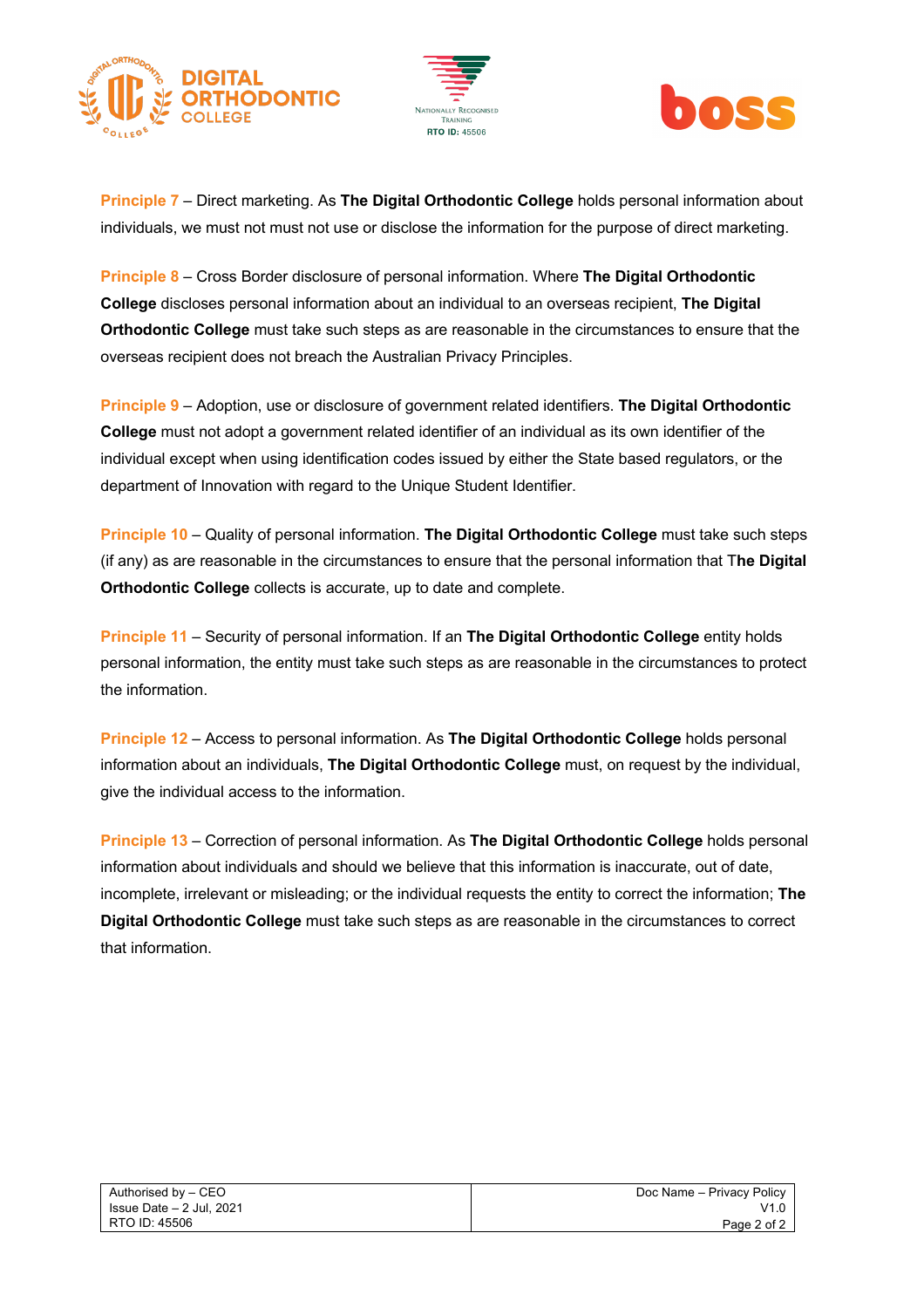**Principle 7** – Direct marketing. As **The Digital Orthodontic College** holds personal information about individuals, we must not must not use or disclose the information for the purpose of direct marketing.

**Principle 8** – Cross Border disclosure of personal information. Where **The Digital Orthodontic College** discloses personal information about an individual to an overseas recipient, **The Digital Orthodontic College** must take such steps as are reasonable in the circumstances to ensure that the overseas recipient does not breach the Australian Privacy Principles.

**Principle 9** – Adoption, use or disclosure of government related identifiers. **The Digital Orthodontic College** must not adopt a government related identifier of an individual as its own identifier of the individual except when using identification codes issued by either the State based regulators, or the department of Innovation with regard to the Unique Student Identifier.

**Principle 10** – Quality of personal information. **The Digital Orthodontic College** must take such steps (if any) as are reasonable in the circumstances to ensure that the personal information that T**he Digital Orthodontic College** collects is accurate, up to date and complete.

**Principle 11** – Security of personal information. If an **The Digital Orthodontic College** entity holds personal information, the entity must take such steps as are reasonable in the circumstances to protect the information.

**Principle 12** – Access to personal information. As **The Digital Orthodontic College** holds personal information about an individuals, **The Digital Orthodontic College** must, on request by the individual, give the individual access to the information.

**Principle 13** – Correction of personal information. As **The Digital Orthodontic College** holds personal information about individuals and should we believe that this information is inaccurate, out of date, incomplete, irrelevant or misleading; or the individual requests the entity to correct the information; **The Digital Orthodontic College** must take such steps as are reasonable in the circumstances to correct that information.

| | |
|---|---|
| Authorised by – CEO<br>Issue Date – 2 Jul, 2021<br>RTO ID: 45506 | Doc Name – Privacy Policy<br>V1.0 |